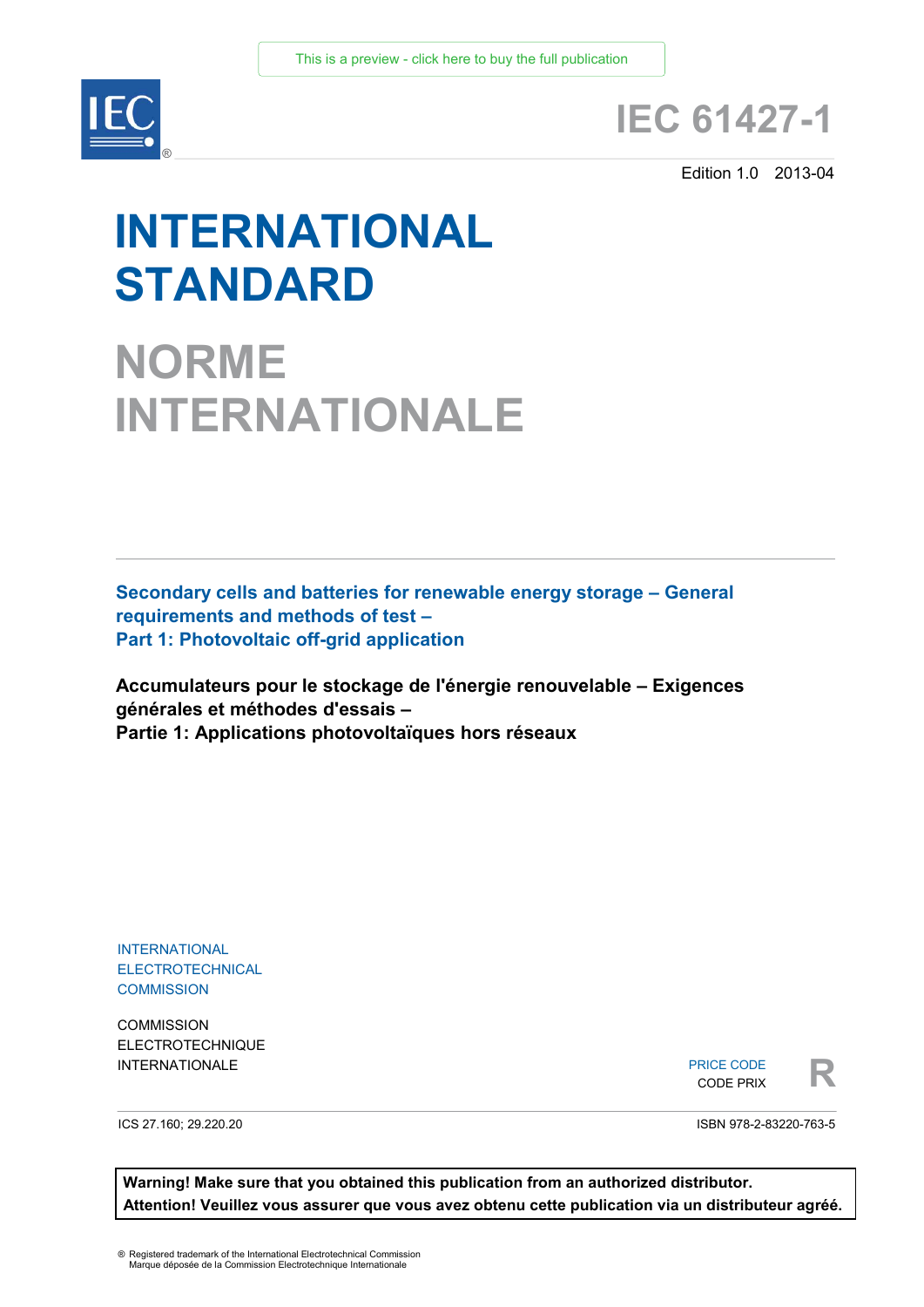This is a preview - click here to buy the full publication

# IEC 61427-1

Edition 1.0 2013-04

# INTERNATIONAL STANDARD

# NORME INTERNATIONALE

**Secondary cells and batteries for renewable energy storage – General requirements and methods of test –**
**Part 1: Photovoltaic off-grid application**

**Accumulateurs pour le stockage de l'énergie renouvelable – Exigences générales et méthodes d'essais –**
**Partie 1: Applications photovoltaïques hors réseaux**

INTERNATIONAL
ELECTROTECHNICAL
COMMISSION

COMMISSION
ELECTROTECHNIQUE
INTERNATIONALE

PRICE CODE
CODE PRIX **R**

ICS 27.160; 29.220.20

ISBN 978-2-83220-763-5

**Warning! Make sure that you obtained this publication from an authorized distributor.**
**Attention! Veuillez vous assurer que vous avez obtenu cette publication via un distributeur agréé.**

® Registered trademark of the International Electrotechnical Commission
Marque déposée de la Commission Electrotechnique Internationale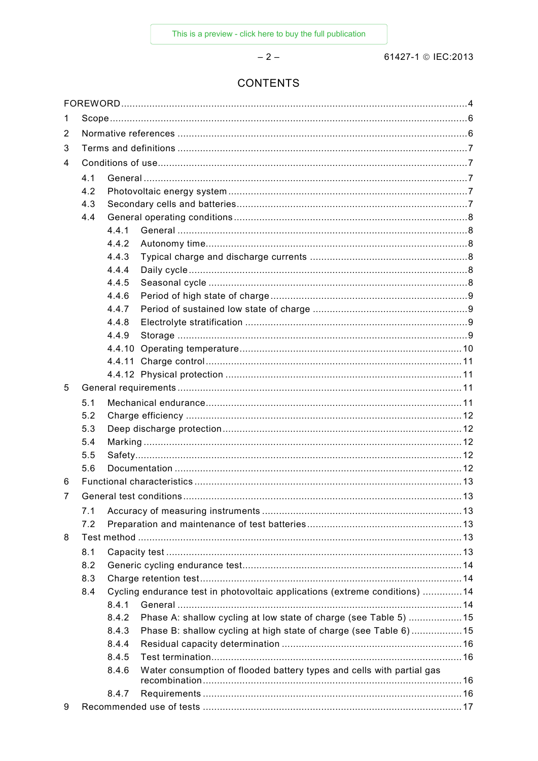# CONTENTS

FOREWORD .......... 4

1 Scope .......... 6

2 Normative references .......... 6

3 Terms and definitions .......... 7

4 Conditions of use .......... 7

- 4.1 General .......... 7
- 4.2 Photovoltaic energy system .......... 7
- 4.3 Secondary cells and batteries .......... 7
- 4.4 General operating conditions .......... 8
  - 4.4.1 General .......... 8
  - 4.4.2 Autonomy time .......... 8
  - 4.4.3 Typical charge and discharge currents .......... 8
  - 4.4.4 Daily cycle .......... 8
  - 4.4.5 Seasonal cycle .......... 8
  - 4.4.6 Period of high state of charge .......... 9
  - 4.4.7 Period of sustained low state of charge .......... 9
  - 4.4.8 Electrolyte stratification .......... 9
  - 4.4.9 Storage .......... 9
  - 4.4.10 Operating temperature .......... 10
  - 4.4.11 Charge control .......... 11
  - 4.4.12 Physical protection .......... 11

5 General requirements .......... 11

- 5.1 Mechanical endurance .......... 11
- 5.2 Charge efficiency .......... 12
- 5.3 Deep discharge protection .......... 12
- 5.4 Marking .......... 12
- 5.5 Safety .......... 12
- 5.6 Documentation .......... 12

6 Functional characteristics .......... 13

7 General test conditions .......... 13

- 7.1 Accuracy of measuring instruments .......... 13
- 7.2 Preparation and maintenance of test batteries .......... 13

8 Test method .......... 13

- 8.1 Capacity test .......... 13
- 8.2 Generic cycling endurance test .......... 14
- 8.3 Charge retention test .......... 14
- 8.4 Cycling endurance test in photovoltaic applications (extreme conditions) .......... 14
  - 8.4.1 General .......... 14
  - 8.4.2 Phase A: shallow cycling at low state of charge (see Table 5) .......... 15
  - 8.4.3 Phase B: shallow cycling at high state of charge (see Table 6) .......... 15
  - 8.4.4 Residual capacity determination .......... 16
  - 8.4.5 Test termination .......... 16
  - 8.4.6 Water consumption of flooded battery types and cells with partial gas recombination .......... 16
  - 8.4.7 Requirements .......... 16

9 Recommended use of tests .......... 17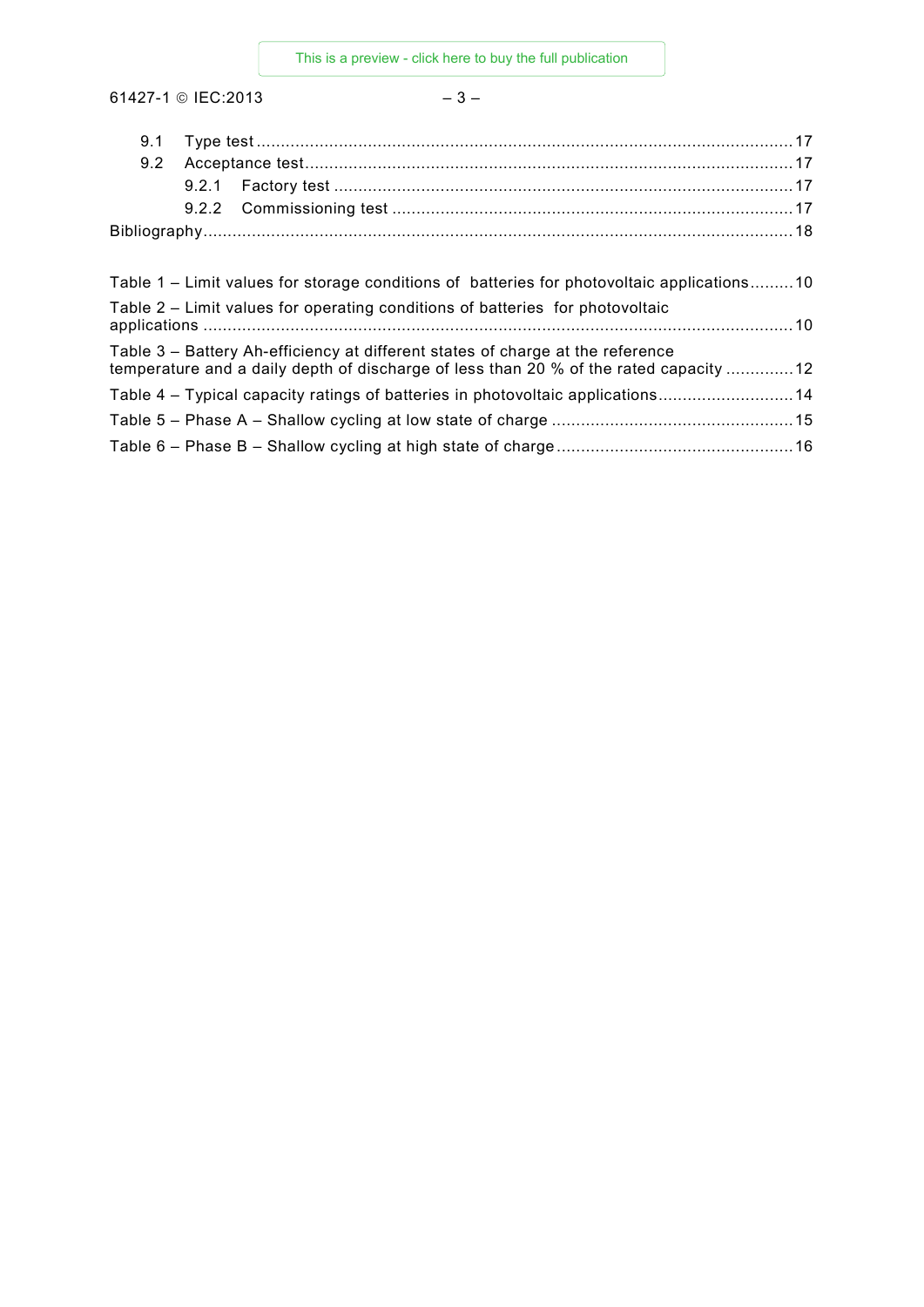9.1 Type test ........................................................................................................ 17

9.2 Acceptance test ................................................................................................ 17

9.2.1 Factory test ............................................................................................... 17

9.2.2 Commissioning test ................................................................................... 17

Bibliography ............................................................................................................. 18

Table 1 – Limit values for storage conditions of batteries for photovoltaic applications ......... 10

Table 2 – Limit values for operating conditions of batteries for photovoltaic applications ........................................................................................................................ 10

Table 3 – Battery Ah-efficiency at different states of charge at the reference temperature and a daily depth of discharge of less than 20 % of the rated capacity .............. 12

Table 4 – Typical capacity ratings of batteries in photovoltaic applications ............................ 14

Table 5 – Phase A – Shallow cycling at low state of charge .................................................. 15

Table 6 – Phase B – Shallow cycling at high state of charge ................................................. 16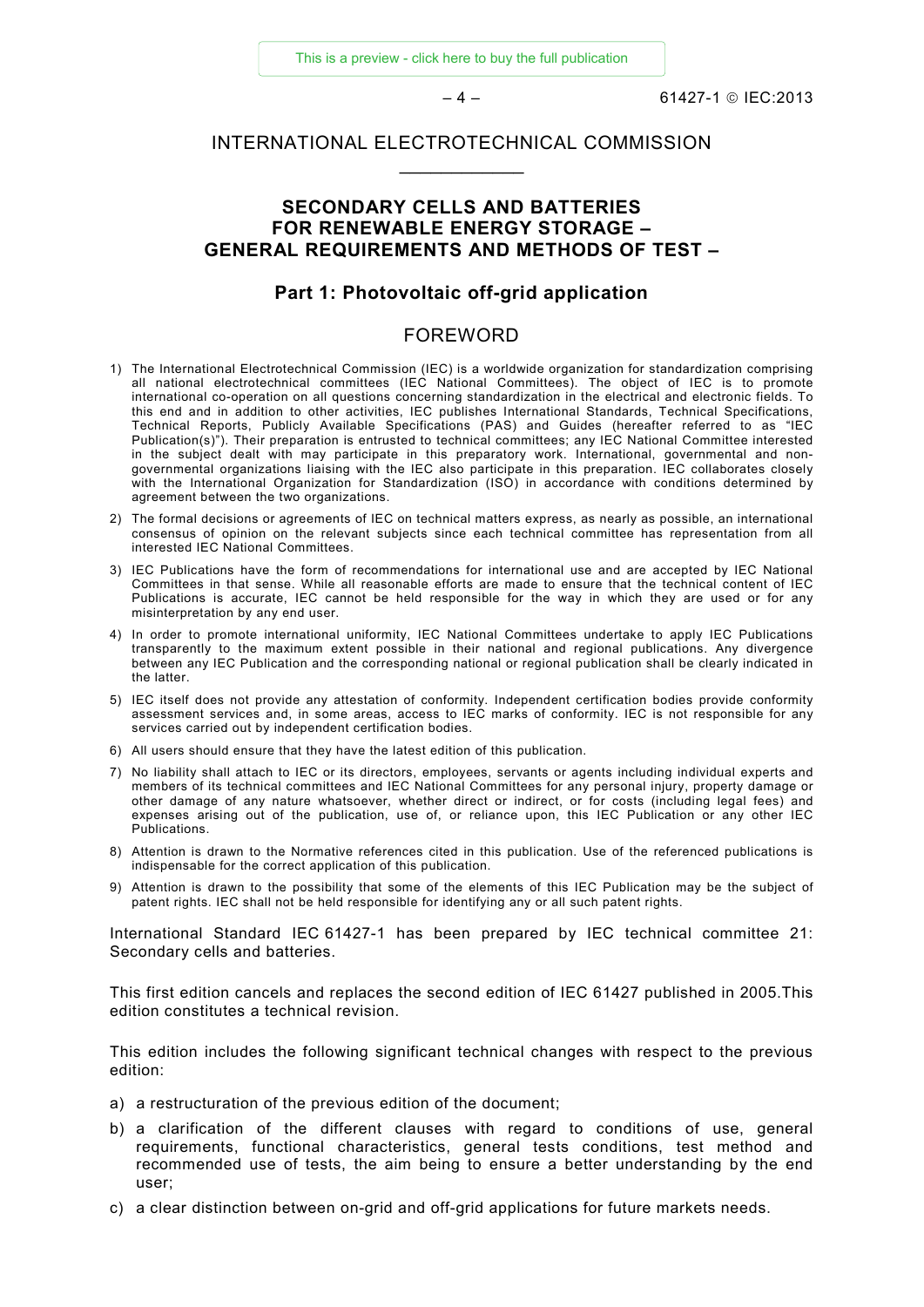# INTERNATIONAL ELECTROTECHNICAL COMMISSION

## SECONDARY CELLS AND BATTERIES FOR RENEWABLE ENERGY STORAGE – GENERAL REQUIREMENTS AND METHODS OF TEST –

## Part 1: Photovoltaic off-grid application

## FOREWORD

1) The International Electrotechnical Commission (IEC) is a worldwide organization for standardization comprising all national electrotechnical committees (IEC National Committees). The object of IEC is to promote international co-operation on all questions concerning standardization in the electrical and electronic fields. To this end and in addition to other activities, IEC publishes International Standards, Technical Specifications, Technical Reports, Publicly Available Specifications (PAS) and Guides (hereafter referred to as "IEC Publication(s)"). Their preparation is entrusted to technical committees; any IEC National Committee interested in the subject dealt with may participate in this preparatory work. International, governmental and non-governmental organizations liaising with the IEC also participate in this preparation. IEC collaborates closely with the International Organization for Standardization (ISO) in accordance with conditions determined by agreement between the two organizations.
2) The formal decisions or agreements of IEC on technical matters express, as nearly as possible, an international consensus of opinion on the relevant subjects since each technical committee has representation from all interested IEC National Committees.
3) IEC Publications have the form of recommendations for international use and are accepted by IEC National Committees in that sense. While all reasonable efforts are made to ensure that the technical content of IEC Publications is accurate, IEC cannot be held responsible for the way in which they are used or for any misinterpretation by any end user.
4) In order to promote international uniformity, IEC National Committees undertake to apply IEC Publications transparently to the maximum extent possible in their national and regional publications. Any divergence between any IEC Publication and the corresponding national or regional publication shall be clearly indicated in the latter.
5) IEC itself does not provide any attestation of conformity. Independent certification bodies provide conformity assessment services and, in some areas, access to IEC marks of conformity. IEC is not responsible for any services carried out by independent certification bodies.
6) All users should ensure that they have the latest edition of this publication.
7) No liability shall attach to IEC or its directors, employees, servants or agents including individual experts and members of its technical committees and IEC National Committees for any personal injury, property damage or other damage of any nature whatsoever, whether direct or indirect, or for costs (including legal fees) and expenses arising out of the publication, use of, or reliance upon, this IEC Publication or any other IEC Publications.
8) Attention is drawn to the Normative references cited in this publication. Use of the referenced publications is indispensable for the correct application of this publication.
9) Attention is drawn to the possibility that some of the elements of this IEC Publication may be the subject of patent rights. IEC shall not be held responsible for identifying any or all such patent rights.

International Standard IEC 61427-1 has been prepared by IEC technical committee 21: Secondary cells and batteries.

This first edition cancels and replaces the second edition of IEC 61427 published in 2005.This edition constitutes a technical revision.

This edition includes the following significant technical changes with respect to the previous edition:

a) a restructuration of the previous edition of the document;
b) a clarification of the different clauses with regard to conditions of use, general requirements, functional characteristics, general tests conditions, test method and recommended use of tests, the aim being to ensure a better understanding by the end user;
c) a clear distinction between on-grid and off-grid applications for future markets needs.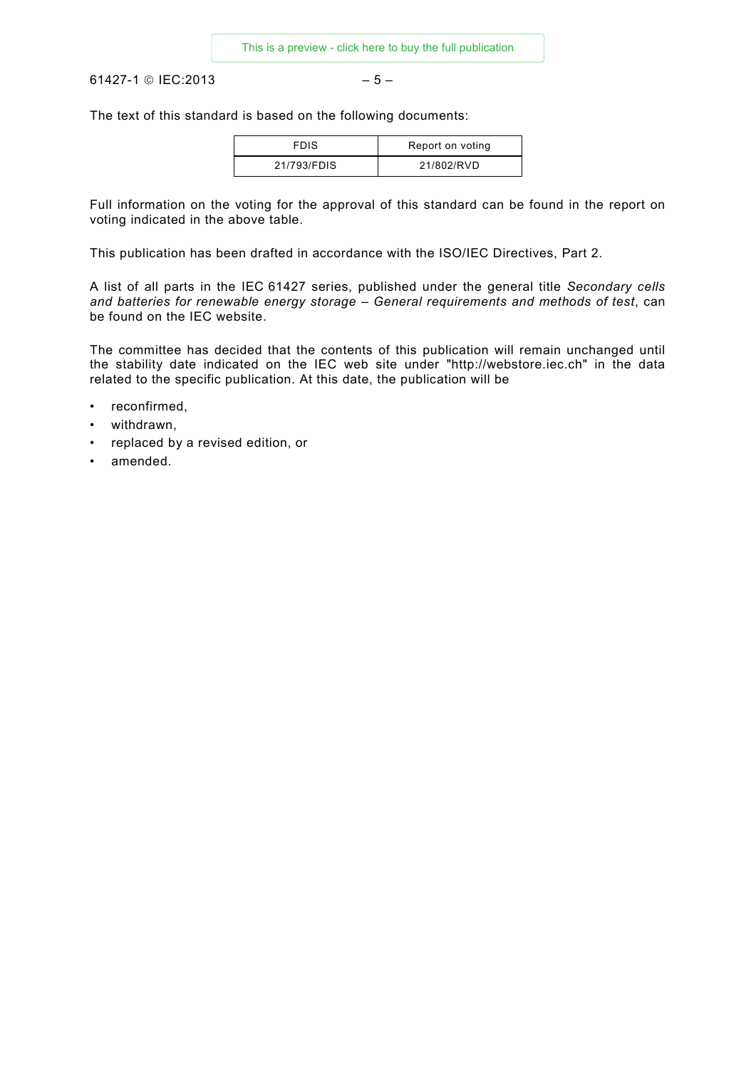The text of this standard is based on the following documents:

| FDIS | Report on voting |
| --- | --- |
| 21/793/FDIS | 21/802/RVD |

Full information on the voting for the approval of this standard can be found in the report on voting indicated in the above table.

This publication has been drafted in accordance with the ISO/IEC Directives, Part 2.

A list of all parts in the IEC 61427 series, published under the general title *Secondary cells and batteries for renewable energy storage – General requirements and methods of test*, can be found on the IEC website.

The committee has decided that the contents of this publication will remain unchanged until the stability date indicated on the IEC web site under "http://webstore.iec.ch" in the data related to the specific publication. At this date, the publication will be

- reconfirmed,
- withdrawn,
- replaced by a revised edition, or
- amended.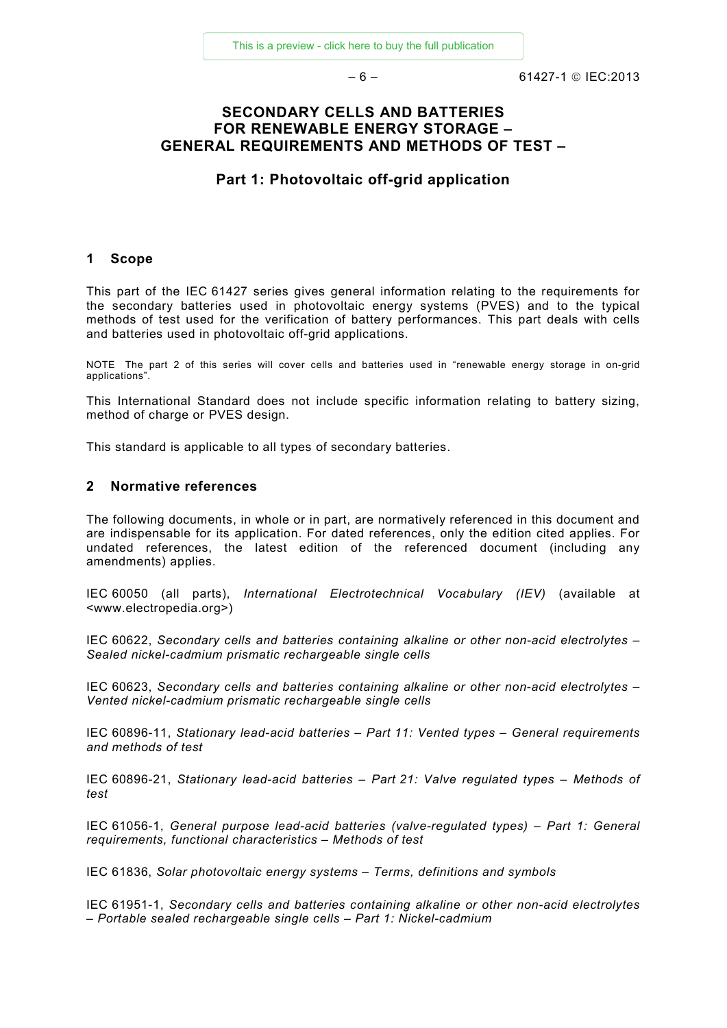# SECONDARY CELLS AND BATTERIES FOR RENEWABLE ENERGY STORAGE – GENERAL REQUIREMENTS AND METHODS OF TEST –

## Part 1: Photovoltaic off-grid application

## 1 Scope

This part of the IEC 61427 series gives general information relating to the requirements for the secondary batteries used in photovoltaic energy systems (PVES) and to the typical methods of test used for the verification of battery performances. This part deals with cells and batteries used in photovoltaic off-grid applications.

NOTE The part 2 of this series will cover cells and batteries used in "renewable energy storage in on-grid applications".

This International Standard does not include specific information relating to battery sizing, method of charge or PVES design.

This standard is applicable to all types of secondary batteries.

## 2 Normative references

The following documents, in whole or in part, are normatively referenced in this document and are indispensable for its application. For dated references, only the edition cited applies. For undated references, the latest edition of the referenced document (including any amendments) applies.

IEC 60050 (all parts), *International Electrotechnical Vocabulary (IEV)* (available at <www.electropedia.org>)

IEC 60622, *Secondary cells and batteries containing alkaline or other non-acid electrolytes – Sealed nickel-cadmium prismatic rechargeable single cells*

IEC 60623, *Secondary cells and batteries containing alkaline or other non-acid electrolytes – Vented nickel-cadmium prismatic rechargeable single cells*

IEC 60896-11, *Stationary lead-acid batteries – Part 11: Vented types – General requirements and methods of test*

IEC 60896-21, *Stationary lead-acid batteries – Part 21: Valve regulated types – Methods of test*

IEC 61056-1, *General purpose lead-acid batteries (valve-regulated types) – Part 1: General requirements, functional characteristics – Methods of test*

IEC 61836, *Solar photovoltaic energy systems – Terms, definitions and symbols*

IEC 61951-1, *Secondary cells and batteries containing alkaline or other non-acid electrolytes – Portable sealed rechargeable single cells – Part 1: Nickel-cadmium*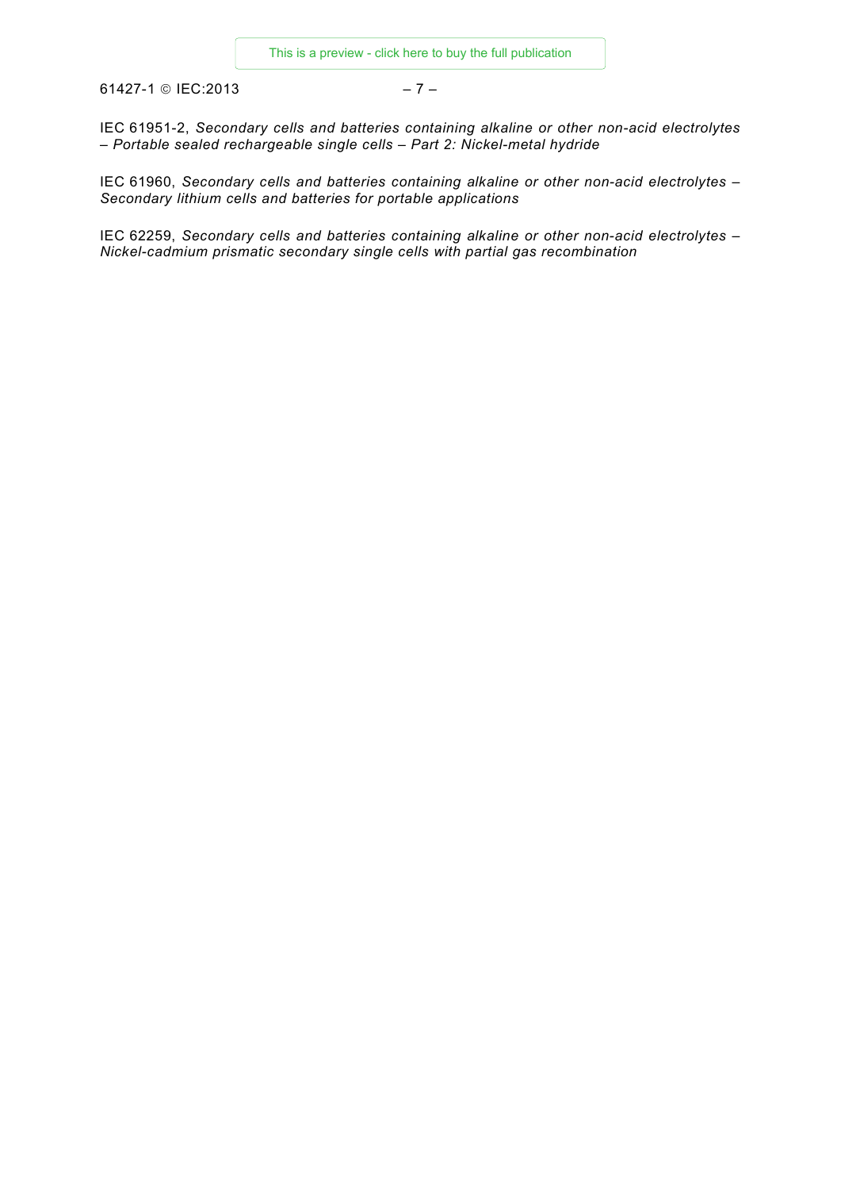IEC 61951-2, *Secondary cells and batteries containing alkaline or other non-acid electrolytes – Portable sealed rechargeable single cells – Part 2: Nickel-metal hydride*

IEC 61960, *Secondary cells and batteries containing alkaline or other non-acid electrolytes – Secondary lithium cells and batteries for portable applications*

IEC 62259, *Secondary cells and batteries containing alkaline or other non-acid electrolytes – Nickel-cadmium prismatic secondary single cells with partial gas recombination*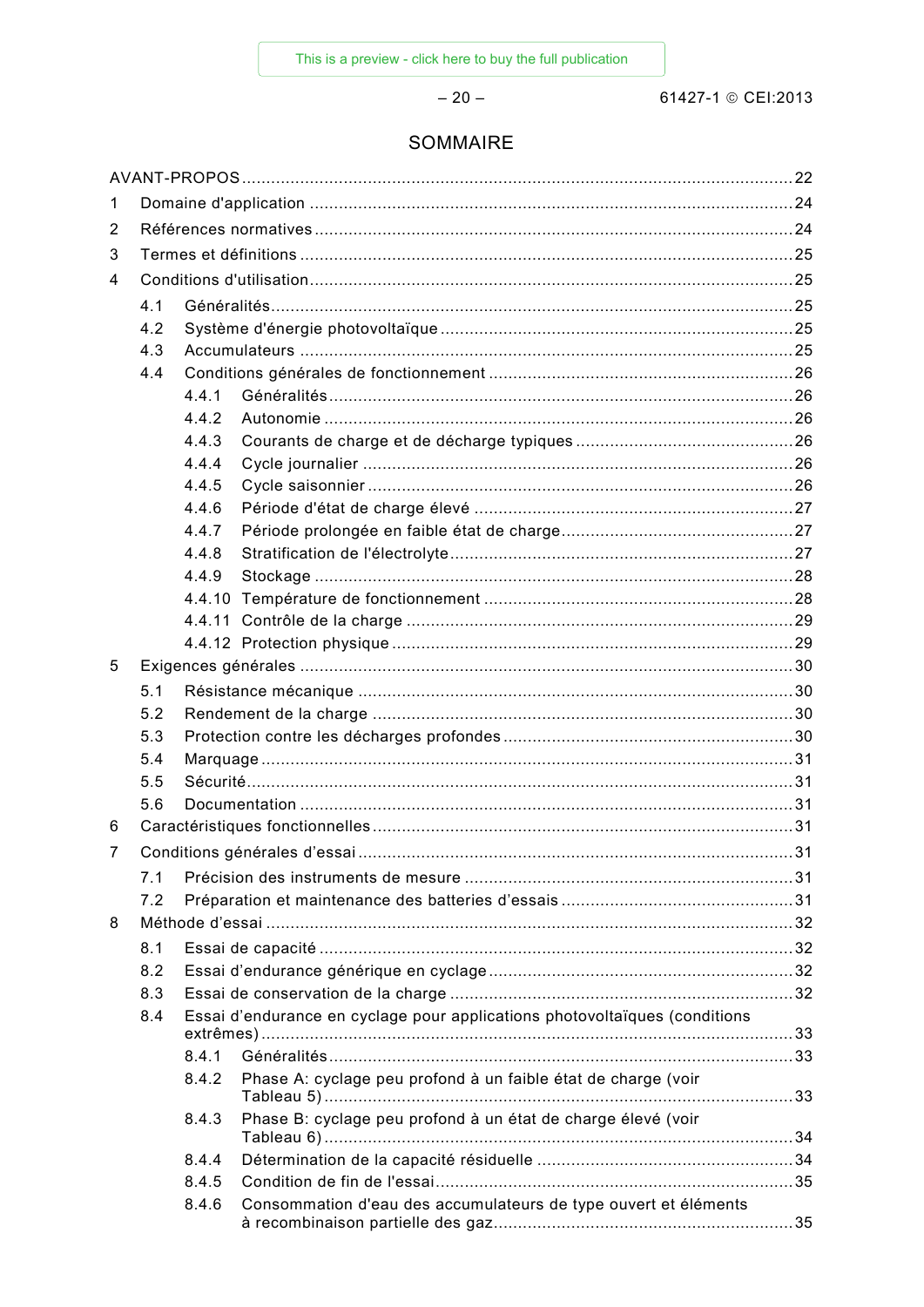# SOMMAIRE

AVANT-PROPOS .......... 22

1 Domaine d'application .......... 24

2 Références normatives .......... 24

3 Termes et définitions .......... 25

4 Conditions d'utilisation .......... 25

- 4.1 Généralités .......... 25
- 4.2 Système d'énergie photovoltaïque .......... 25
- 4.3 Accumulateurs .......... 25
- 4.4 Conditions générales de fonctionnement .......... 26
  - 4.4.1 Généralités .......... 26
  - 4.4.2 Autonomie .......... 26
  - 4.4.3 Courants de charge et de décharge typiques .......... 26
  - 4.4.4 Cycle journalier .......... 26
  - 4.4.5 Cycle saisonnier .......... 26
  - 4.4.6 Période d'état de charge élevé .......... 27
  - 4.4.7 Période prolongée en faible état de charge .......... 27
  - 4.4.8 Stratification de l'électrolyte .......... 27
  - 4.4.9 Stockage .......... 28
  - 4.4.10 Température de fonctionnement .......... 28
  - 4.4.11 Contrôle de la charge .......... 29
  - 4.4.12 Protection physique .......... 29

5 Exigences générales .......... 30

- 5.1 Résistance mécanique .......... 30
- 5.2 Rendement de la charge .......... 30
- 5.3 Protection contre les décharges profondes .......... 30
- 5.4 Marquage .......... 31
- 5.5 Sécurité .......... 31
- 5.6 Documentation .......... 31

6 Caractéristiques fonctionnelles .......... 31

7 Conditions générales d'essai .......... 31

- 7.1 Précision des instruments de mesure .......... 31
- 7.2 Préparation et maintenance des batteries d'essais .......... 31

8 Méthode d'essai .......... 32

- 8.1 Essai de capacité .......... 32
- 8.2 Essai d'endurance générique en cyclage .......... 32
- 8.3 Essai de conservation de la charge .......... 32
- 8.4 Essai d'endurance en cyclage pour applications photovoltaïques (conditions extrêmes) .......... 33
  - 8.4.1 Généralités .......... 33
  - 8.4.2 Phase A: cyclage peu profond à un faible état de charge (voir Tableau 5) .......... 33
  - 8.4.3 Phase B: cyclage peu profond à un état de charge élevé (voir Tableau 6) .......... 34
  - 8.4.4 Détermination de la capacité résiduelle .......... 34
  - 8.4.5 Condition de fin de l'essai .......... 35
  - 8.4.6 Consommation d'eau des accumulateurs de type ouvert et éléments à recombinaison partielle des gaz .......... 35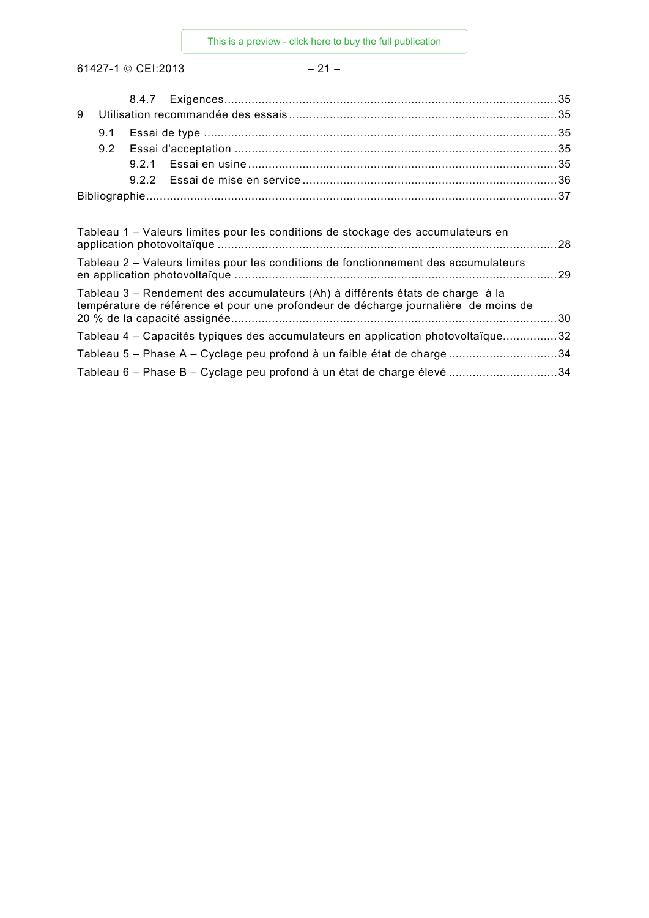8.4.7 Exigences .......................................................................................................... 35

9 Utilisation recommandée des essais ............................................................................. 35

9.1 Essai de type ...................................................................................................... 35

9.2 Essai d'acceptation ............................................................................................. 35

9.2.1 Essai en usine ............................................................................................ 35

9.2.2 Essai de mise en service ............................................................................ 36

Bibliographie ....................................................................................................................... 37

Tableau 1 – Valeurs limites pour les conditions de stockage des accumulateurs en application photovoltaïque ................................................................................................... 28

Tableau 2 – Valeurs limites pour les conditions de fonctionnement des accumulateurs en application photovoltaïque ............................................................................................. 29

Tableau 3 – Rendement des accumulateurs (Ah) à différents états de charge à la température de référence et pour une profondeur de décharge journalière de moins de 20 % de la capacité assignée ................................................................................................ 30

Tableau 4 – Capacités typiques des accumulateurs en application photovoltaïque ................ 32

Tableau 5 – Phase A – Cyclage peu profond à un faible état de charge ................................ 34

Tableau 6 – Phase B – Cyclage peu profond à un état de charge élevé ................................ 34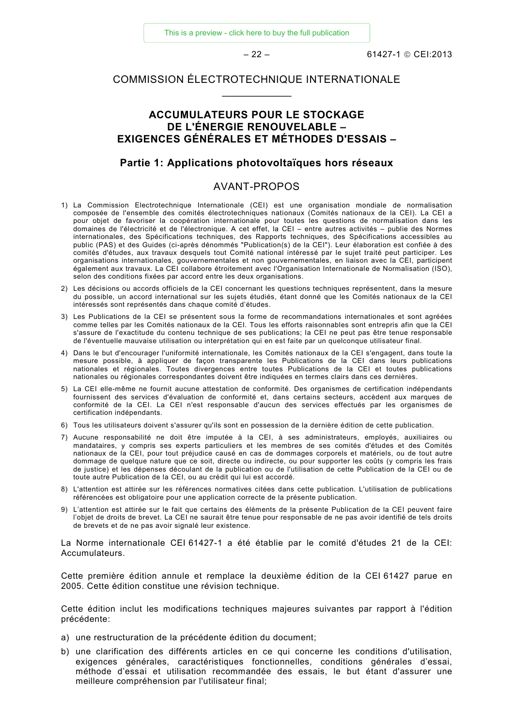# COMMISSION ÉLECTROTECHNIQUE INTERNATIONALE

____________

## ACCUMULATEURS POUR LE STOCKAGE DE L'ÉNERGIE RENOUVELABLE – EXIGENCES GÉNÉRALES ET MÉTHODES D'ESSAIS –

### Partie 1: Applications photovoltaïques hors réseaux

## AVANT-PROPOS

1) La Commission Electrotechnique Internationale (CEI) est une organisation mondiale de normalisation composée de l'ensemble des comités électrotechniques nationaux (Comités nationaux de la CEI). La CEI a pour objet de favoriser la coopération internationale pour toutes les questions de normalisation dans les domaines de l'électricité et de l'électronique. A cet effet, la CEI – entre autres activités – publie des Normes internationales, des Spécifications techniques, des Rapports techniques, des Spécifications accessibles au public (PAS) et des Guides (ci-après dénommés "Publication(s) de la CEI"). Leur élaboration est confiée à des comités d'études, aux travaux desquels tout Comité national intéressé par le sujet traité peut participer. Les organisations internationales, gouvernementales et non gouvernementales, en liaison avec la CEI, participent également aux travaux. La CEI collabore étroitement avec l'Organisation Internationale de Normalisation (ISO), selon des conditions fixées par accord entre les deux organisations.
2) Les décisions ou accords officiels de la CEI concernant les questions techniques représentent, dans la mesure du possible, un accord international sur les sujets étudiés, étant donné que les Comités nationaux de la CEI intéressés sont représentés dans chaque comité d'études.
3) Les Publications de la CEI se présentent sous la forme de recommandations internationales et sont agréées comme telles par les Comités nationaux de la CEI. Tous les efforts raisonnables sont entrepris afin que la CEI s'assure de l'exactitude du contenu technique de ses publications; la CEI ne peut pas être tenue responsable de l'éventuelle mauvaise utilisation ou interprétation qui en est faite par un quelconque utilisateur final.
4) Dans le but d'encourager l'uniformité internationale, les Comités nationaux de la CEI s'engagent, dans toute la mesure possible, à appliquer de façon transparente les Publications de la CEI dans leurs publications nationales et régionales. Toutes divergences entre toutes Publications de la CEI et toutes publications nationales ou régionales correspondantes doivent être indiquées en termes clairs dans ces dernières.
5) La CEI elle-même ne fournit aucune attestation de conformité. Des organismes de certification indépendants fournissent des services d'évaluation de conformité et, dans certains secteurs, accèdent aux marques de conformité de la CEI. La CEI n'est responsable d'aucun des services effectués par les organismes de certification indépendants.
6) Tous les utilisateurs doivent s'assurer qu'ils sont en possession de la dernière édition de cette publication.
7) Aucune responsabilité ne doit être imputée à la CEI, à ses administrateurs, employés, auxiliaires ou mandataires, y compris ses experts particuliers et les membres de ses comités d'études et des Comités nationaux de la CEI, pour tout préjudice causé en cas de dommages corporels et matériels, ou de tout autre dommage de quelque nature que ce soit, directe ou indirecte, ou pour supporter les coûts (y compris les frais de justice) et les dépenses découlant de la publication ou de l'utilisation de cette Publication de la CEI ou de toute autre Publication de la CEI, ou au crédit qui lui est accordé.
8) L'attention est attirée sur les références normatives citées dans cette publication. L'utilisation de publications référencées est obligatoire pour une application correcte de la présente publication.
9) L'attention est attirée sur le fait que certains des éléments de la présente Publication de la CEI peuvent faire l'objet de droits de brevet. La CEI ne saurait être tenue pour responsable de ne pas avoir identifié de tels droits de brevets et de ne pas avoir signalé leur existence.

La Norme internationale CEI 61427-1 a été établie par le comité d'études 21 de la CEI: Accumulateurs.

Cette première édition annule et remplace la deuxième édition de la CEI 61427 parue en 2005. Cette édition constitue une révision technique.

Cette édition inclut les modifications techniques majeures suivantes par rapport à l'édition précédente:

a) une restructuration de la précédente édition du document;
b) une clarification des différents articles en ce qui concerne les conditions d'utilisation, exigences générales, caractéristiques fonctionnelles, conditions générales d'essai, méthode d'essai et utilisation recommandée des essais, le but étant d'assurer une meilleure compréhension par l'utilisateur final;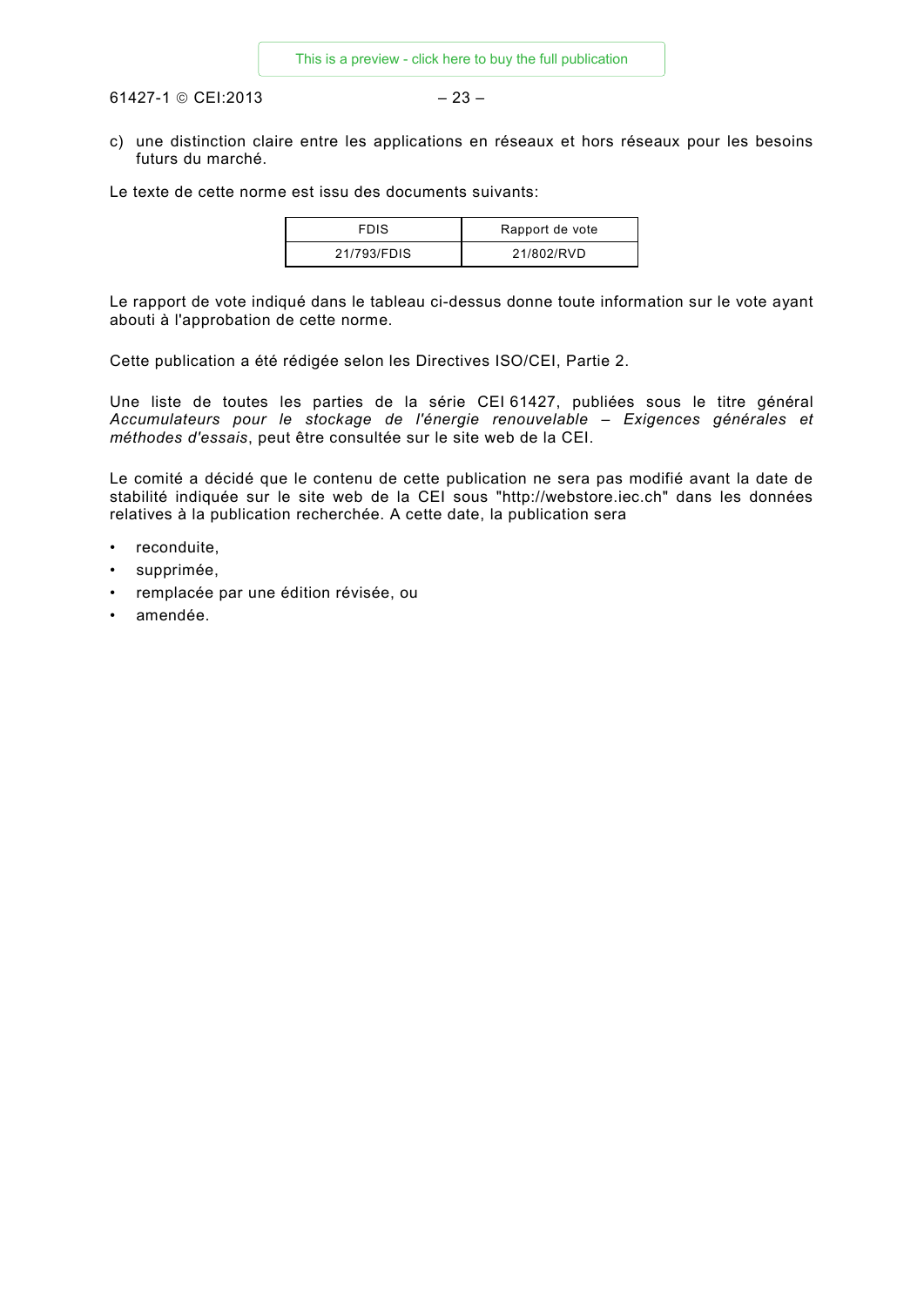c) une distinction claire entre les applications en réseaux et hors réseaux pour les besoins futurs du marché.

Le texte de cette norme est issu des documents suivants:

| FDIS | Rapport de vote |
|---|---|
| 21/793/FDIS | 21/802/RVD |

Le rapport de vote indiqué dans le tableau ci-dessus donne toute information sur le vote ayant abouti à l'approbation de cette norme.

Cette publication a été rédigée selon les Directives ISO/CEI, Partie 2.

Une liste de toutes les parties de la série CEI 61427, publiées sous le titre général *Accumulateurs pour le stockage de l'énergie renouvelable – Exigences générales et méthodes d'essais*, peut être consultée sur le site web de la CEI.

Le comité a décidé que le contenu de cette publication ne sera pas modifié avant la date de stabilité indiquée sur le site web de la CEI sous "http://webstore.iec.ch" dans les données relatives à la publication recherchée. A cette date, la publication sera

- reconduite,
- supprimée,
- remplacée par une édition révisée, ou
- amendée.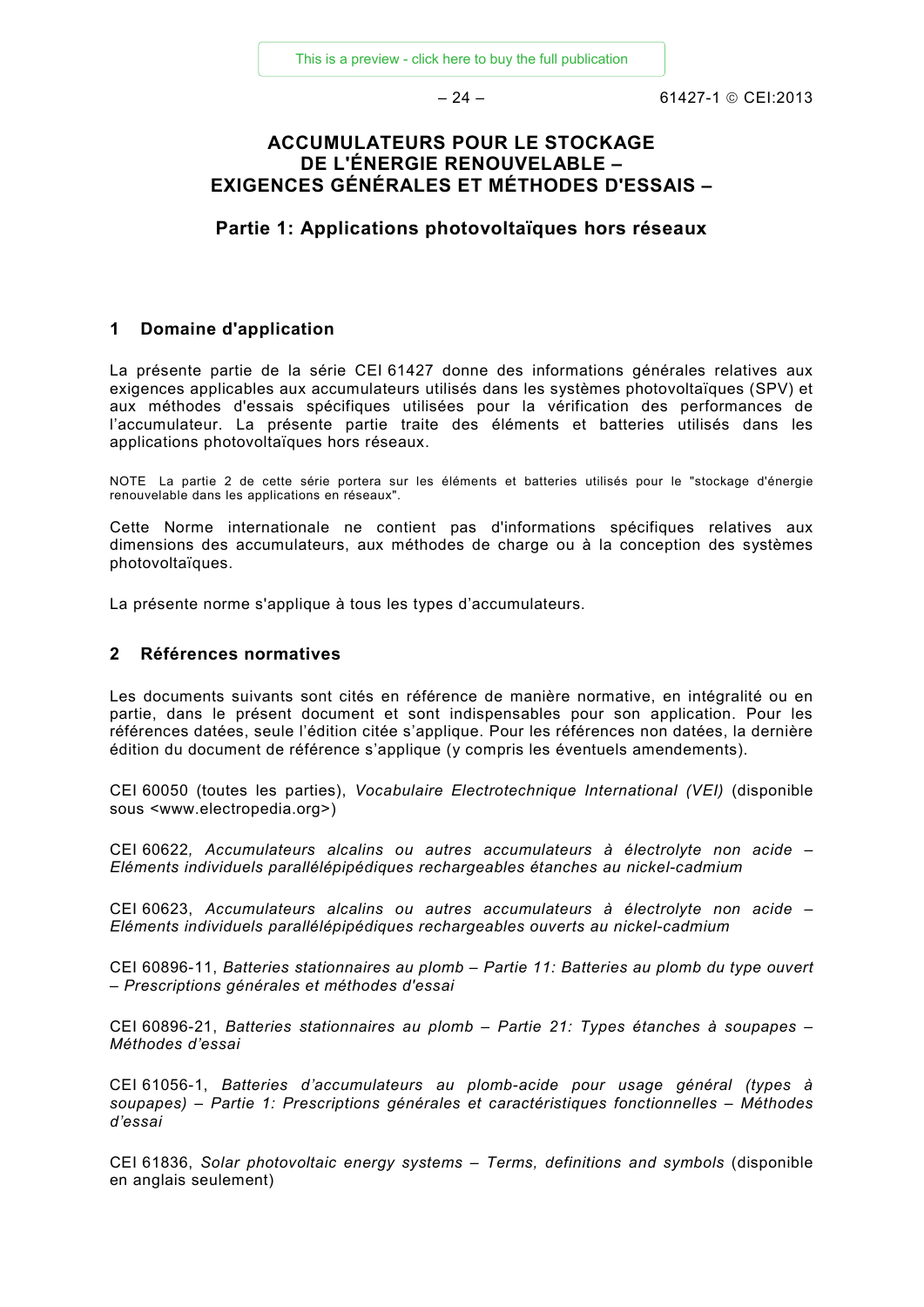# ACCUMULATEURS POUR LE STOCKAGE DE L'ÉNERGIE RENOUVELABLE – EXIGENCES GÉNÉRALES ET MÉTHODES D'ESSAIS –

## Partie 1: Applications photovoltaïques hors réseaux

## 1 Domaine d'application

La présente partie de la série CEI 61427 donne des informations générales relatives aux exigences applicables aux accumulateurs utilisés dans les systèmes photovoltaïques (SPV) et aux méthodes d'essais spécifiques utilisées pour la vérification des performances de l'accumulateur. La présente partie traite des éléments et batteries utilisés dans les applications photovoltaïques hors réseaux.

NOTE La partie 2 de cette série portera sur les éléments et batteries utilisés pour le "stockage d'énergie renouvelable dans les applications en réseaux".

Cette Norme internationale ne contient pas d'informations spécifiques relatives aux dimensions des accumulateurs, aux méthodes de charge ou à la conception des systèmes photovoltaïques.

La présente norme s'applique à tous les types d'accumulateurs.

## 2 Références normatives

Les documents suivants sont cités en référence de manière normative, en intégralité ou en partie, dans le présent document et sont indispensables pour son application. Pour les références datées, seule l'édition citée s'applique. Pour les références non datées, la dernière édition du document de référence s'applique (y compris les éventuels amendements).

CEI 60050 (toutes les parties), *Vocabulaire Electrotechnique International (VEI)* (disponible sous <www.electropedia.org>)

CEI 60622, *Accumulateurs alcalins ou autres accumulateurs à électrolyte non acide – Eléments individuels parallélépipédiques rechargeables étanches au nickel-cadmium*

CEI 60623, *Accumulateurs alcalins ou autres accumulateurs à électrolyte non acide – Eléments individuels parallélépipédiques rechargeables ouverts au nickel-cadmium*

CEI 60896-11, *Batteries stationnaires au plomb – Partie 11: Batteries au plomb du type ouvert – Prescriptions générales et méthodes d'essai*

CEI 60896-21, *Batteries stationnaires au plomb – Partie 21: Types étanches à soupapes – Méthodes d'essai*

CEI 61056-1, *Batteries d'accumulateurs au plomb-acide pour usage général (types à soupapes) – Partie 1: Prescriptions générales et caractéristiques fonctionnelles – Méthodes d'essai*

CEI 61836, *Solar photovoltaic energy systems – Terms, definitions and symbols* (disponible en anglais seulement)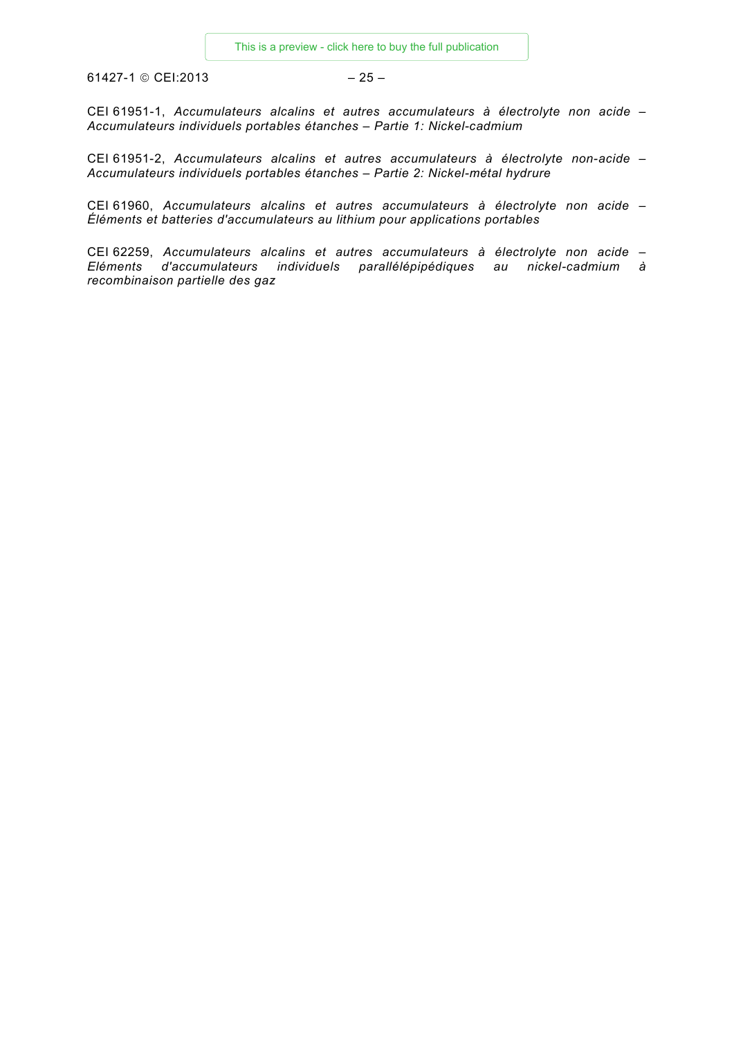CEI 61951-1, *Accumulateurs alcalins et autres accumulateurs à électrolyte non acide – Accumulateurs individuels portables étanches – Partie 1: Nickel-cadmium*

CEI 61951-2, *Accumulateurs alcalins et autres accumulateurs à électrolyte non-acide – Accumulateurs individuels portables étanches – Partie 2: Nickel-métal hydrure*

CEI 61960, *Accumulateurs alcalins et autres accumulateurs à électrolyte non acide – Éléments et batteries d'accumulateurs au lithium pour applications portables*

CEI 62259, *Accumulateurs alcalins et autres accumulateurs à électrolyte non acide – Eléments d'accumulateurs individuels parallélépipédiques au nickel-cadmium à recombinaison partielle des gaz*